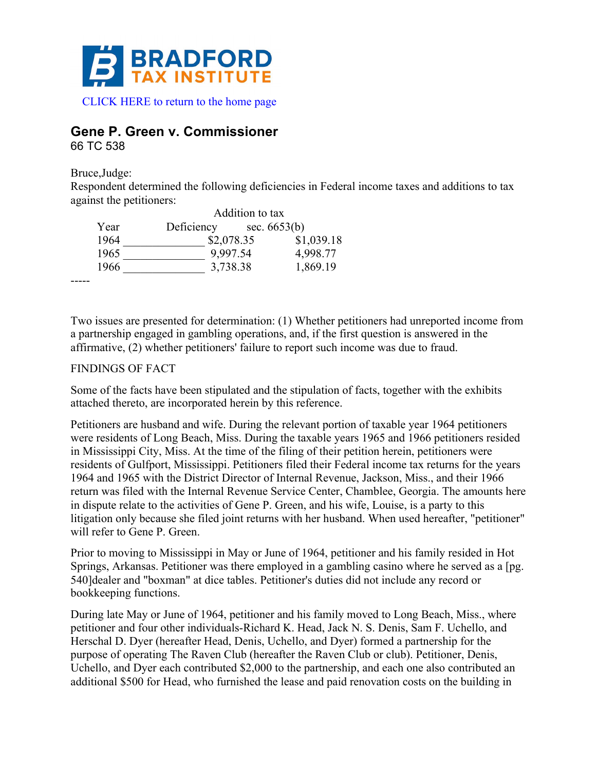BRADFORD TAX INSTITUTE

CLICK HERE to return to the home page

## Gene P. Green v. Commissioner

66 TC 538

Bruce,Judge:

Respondent determined the following deficiencies in Federal income taxes and additions to tax against the petitioners:

| Year | Deficiency | Addition to tax sec. 6653(b) |
|---|---|---|
| 1964 | $2,078.35 | $1,039.18 |
| 1965 | 9,997.54 | 4,998.77 |
| 1966 | 3,738.38 | 1,869.19 |

-----

Two issues are presented for determination: (1) Whether petitioners had unreported income from a partnership engaged in gambling operations, and, if the first question is answered in the affirmative, (2) whether petitioners' failure to report such income was due to fraud.

FINDINGS OF FACT

Some of the facts have been stipulated and the stipulation of facts, together with the exhibits attached thereto, are incorporated herein by this reference.

Petitioners are husband and wife. During the relevant portion of taxable year 1964 petitioners were residents of Long Beach, Miss. During the taxable years 1965 and 1966 petitioners resided in Mississippi City, Miss. At the time of the filing of their petition herein, petitioners were residents of Gulfport, Mississippi. Petitioners filed their Federal income tax returns for the years 1964 and 1965 with the District Director of Internal Revenue, Jackson, Miss., and their 1966 return was filed with the Internal Revenue Service Center, Chamblee, Georgia. The amounts here in dispute relate to the activities of Gene P. Green, and his wife, Louise, is a party to this litigation only because she filed joint returns with her husband. When used hereafter, "petitioner" will refer to Gene P. Green.

Prior to moving to Mississippi in May or June of 1964, petitioner and his family resided in Hot Springs, Arkansas. Petitioner was there employed in a gambling casino where he served as a [pg. 540]dealer and "boxman" at dice tables. Petitioner's duties did not include any record or bookkeeping functions.

During late May or June of 1964, petitioner and his family moved to Long Beach, Miss., where petitioner and four other individuals-Richard K. Head, Jack N. S. Denis, Sam F. Uchello, and Herschal D. Dyer (hereafter Head, Denis, Uchello, and Dyer) formed a partnership for the purpose of operating The Raven Club (hereafter the Raven Club or club). Petitioner, Denis, Uchello, and Dyer each contributed $2,000 to the partnership, and each one also contributed an additional $500 for Head, who furnished the lease and paid renovation costs on the building in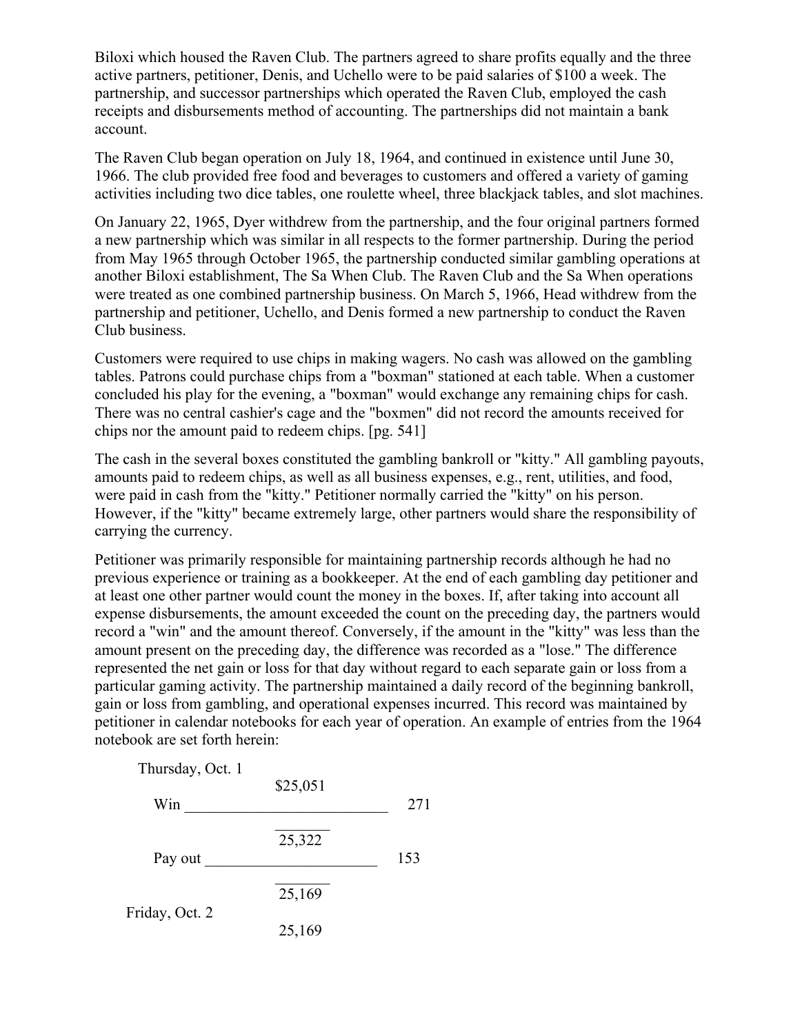Biloxi which housed the Raven Club. The partners agreed to share profits equally and the three active partners, petitioner, Denis, and Uchello were to be paid salaries of $100 a week. The partnership, and successor partnerships which operated the Raven Club, employed the cash receipts and disbursements method of accounting. The partnerships did not maintain a bank account.

The Raven Club began operation on July 18, 1964, and continued in existence until June 30, 1966. The club provided free food and beverages to customers and offered a variety of gaming activities including two dice tables, one roulette wheel, three blackjack tables, and slot machines.

On January 22, 1965, Dyer withdrew from the partnership, and the four original partners formed a new partnership which was similar in all respects to the former partnership. During the period from May 1965 through October 1965, the partnership conducted similar gambling operations at another Biloxi establishment, The Sa When Club. The Raven Club and the Sa When operations were treated as one combined partnership business. On March 5, 1966, Head withdrew from the partnership and petitioner, Uchello, and Denis formed a new partnership to conduct the Raven Club business.

Customers were required to use chips in making wagers. No cash was allowed on the gambling tables. Patrons could purchase chips from a "boxman" stationed at each table. When a customer concluded his play for the evening, a "boxman" would exchange any remaining chips for cash. There was no central cashier's cage and the "boxmen" did not record the amounts received for chips nor the amount paid to redeem chips. [pg. 541]

The cash in the several boxes constituted the gambling bankroll or "kitty." All gambling payouts, amounts paid to redeem chips, as well as all business expenses, e.g., rent, utilities, and food, were paid in cash from the "kitty." Petitioner normally carried the "kitty" on his person. However, if the "kitty" became extremely large, other partners would share the responsibility of carrying the currency.

Petitioner was primarily responsible for maintaining partnership records although he had no previous experience or training as a bookkeeper. At the end of each gambling day petitioner and at least one other partner would count the money in the boxes. If, after taking into account all expense disbursements, the amount exceeded the count on the preceding day, the partners would record a "win" and the amount thereof. Conversely, if the amount in the "kitty" was less than the amount present on the preceding day, the difference was recorded as a "lose." The difference represented the net gain or loss for that day without regard to each separate gain or loss from a particular gaming activity. The partnership maintained a daily record of the beginning bankroll, gain or loss from gambling, and operational expenses incurred. This record was maintained by petitioner in calendar notebooks for each year of operation. An example of entries from the 1964 notebook are set forth herein:

| | | |
|---|---|---|
| Thursday, Oct. 1 | | |
| | $25,051 | |
| Win | | 271 |
| | 25,322 | |
| Pay out | | 153 |
| | 25,169 | |
| Friday, Oct. 2 | | |
| | 25,169 | |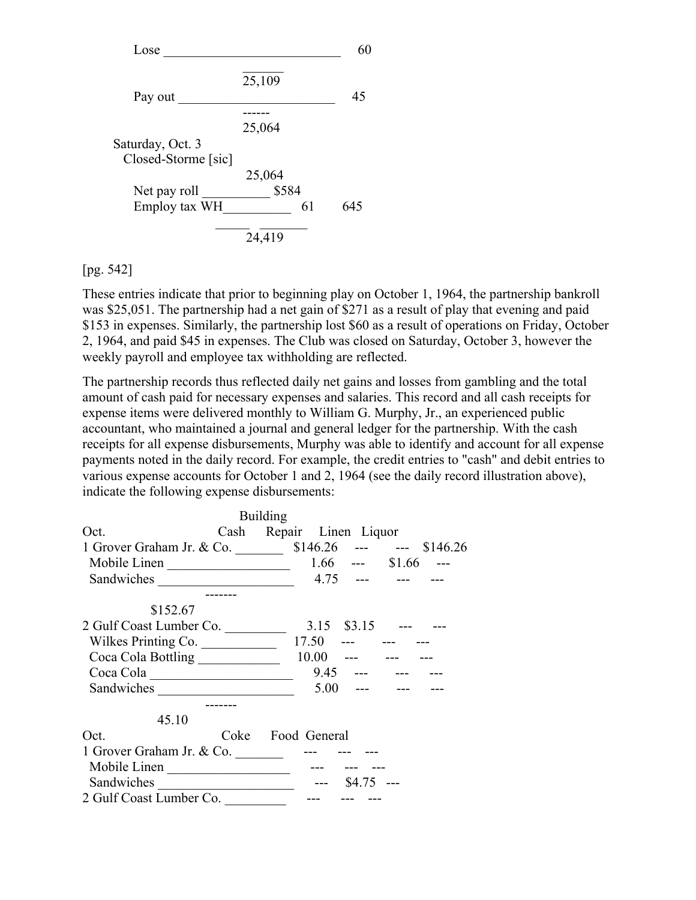```
        Lose __________________________     60
                     ______
                     25,109
        Pay out _______________________     45
                     ------
                     25,064
    Saturday, Oct. 3
      Closed-Storme [sic]
                     25,064
        Net pay roll __________ $584
        Employ tax WH__________   61       645
                   _____  _______
                      24,419
```

[pg. 542]

These entries indicate that prior to beginning play on October 1, 1964, the partnership bankroll was $25,051. The partnership had a net gain of $271 as a result of play that evening and paid $153 in expenses. Similarly, the partnership lost $60 as a result of operations on Friday, October 2, 1964, and paid $45 in expenses. The Club was closed on Saturday, October 3, however the weekly payroll and employee tax withholding are reflected.

The partnership records thus reflected daily net gains and losses from gambling and the total amount of cash paid for necessary expenses and salaries. This record and all cash receipts for expense items were delivered monthly to William G. Murphy, Jr., an experienced public accountant, who maintained a journal and general ledger for the partnership. With the cash receipts for all expense disbursements, Murphy was able to identify and account for all expense payments noted in the daily record. For example, the credit entries to "cash" and debit entries to various expense accounts for October 1 and 2, 1964 (see the daily record illustration above), indicate the following expense disbursements:

| Oct. | Cash | Building Repair | Linen | Liquor |
|---|---|---|---|---|
| 1 Grover Graham Jr. & Co. | $146.26 | --- | --- | $146.26 |
| Mobile Linen | 1.66 | --- | $1.66 | --- |
| Sandwiches | 4.75 | --- | --- | --- |
| | $152.67 | | | |
| 2 Gulf Coast Lumber Co. | 3.15 | $3.15 | --- | --- |
| Wilkes Printing Co. | 17.50 | --- | --- | --- |
| Coca Cola Bottling | 10.00 | --- | --- | --- |
| Coca Cola | 9.45 | --- | --- | --- |
| Sandwiches | 5.00 | --- | --- | --- |
| | 45.10 | | | |

| Oct. | Coke | Food | General |
|---|---|---|---|
| 1 Grover Graham Jr. & Co. | --- | --- | --- |
| Mobile Linen | --- | --- | --- |
| Sandwiches | --- | $4.75 | --- |
| 2 Gulf Coast Lumber Co. | --- | --- | --- |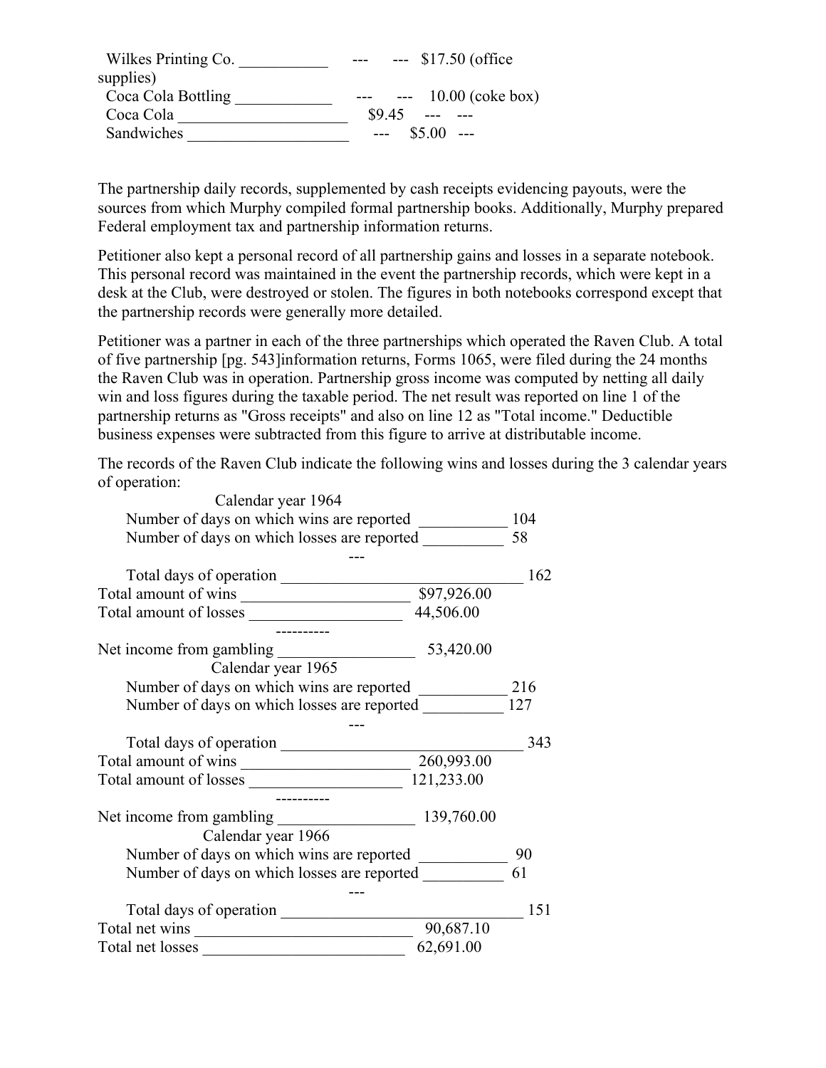| | | | |
|---|---|---|---|
| Wilkes Printing Co. | --- | --- | $17.50 (office supplies) |
| Coca Cola Bottling | --- | --- | 10.00 (coke box) |
| Coca Cola | $9.45 | --- | --- |
| Sandwiches | --- | $5.00 | --- |

The partnership daily records, supplemented by cash receipts evidencing payouts, were the sources from which Murphy compiled formal partnership books. Additionally, Murphy prepared Federal employment tax and partnership information returns.

Petitioner also kept a personal record of all partnership gains and losses in a separate notebook. This personal record was maintained in the event the partnership records, which were kept in a desk at the Club, were destroyed or stolen. The figures in both notebooks correspond except that the partnership records were generally more detailed.

Petitioner was a partner in each of the three partnerships which operated the Raven Club. A total of five partnership [pg. 543]information returns, Forms 1065, were filed during the 24 months the Raven Club was in operation. Partnership gross income was computed by netting all daily win and loss figures during the taxable period. The net result was reported on line 1 of the partnership returns as "Gross receipts" and also on line 12 as "Total income." Deductible business expenses were subtracted from this figure to arrive at distributable income.

The records of the Raven Club indicate the following wins and losses during the 3 calendar years of operation:

**Calendar year 1964**

| | | |
|---|---|---|
| Number of days on which wins are reported | | 104 |
| Number of days on which losses are reported | | 58 |
| Total days of operation | | 162 |
| Total amount of wins | $97,926.00 | |
| Total amount of losses | 44,506.00 | |
| Net income from gambling | 53,420.00 | |

**Calendar year 1965**

| | | |
|---|---|---|
| Number of days on which wins are reported | | 216 |
| Number of days on which losses are reported | | 127 |
| Total days of operation | | 343 |
| Total amount of wins | 260,993.00 | |
| Total amount of losses | 121,233.00 | |
| Net income from gambling | 139,760.00 | |

**Calendar year 1966**

| | | |
|---|---|---|
| Number of days on which wins are reported | | 90 |
| Number of days on which losses are reported | | 61 |
| Total days of operation | | 151 |
| Total net wins | 90,687.10 | |
| Total net losses | 62,691.00 | |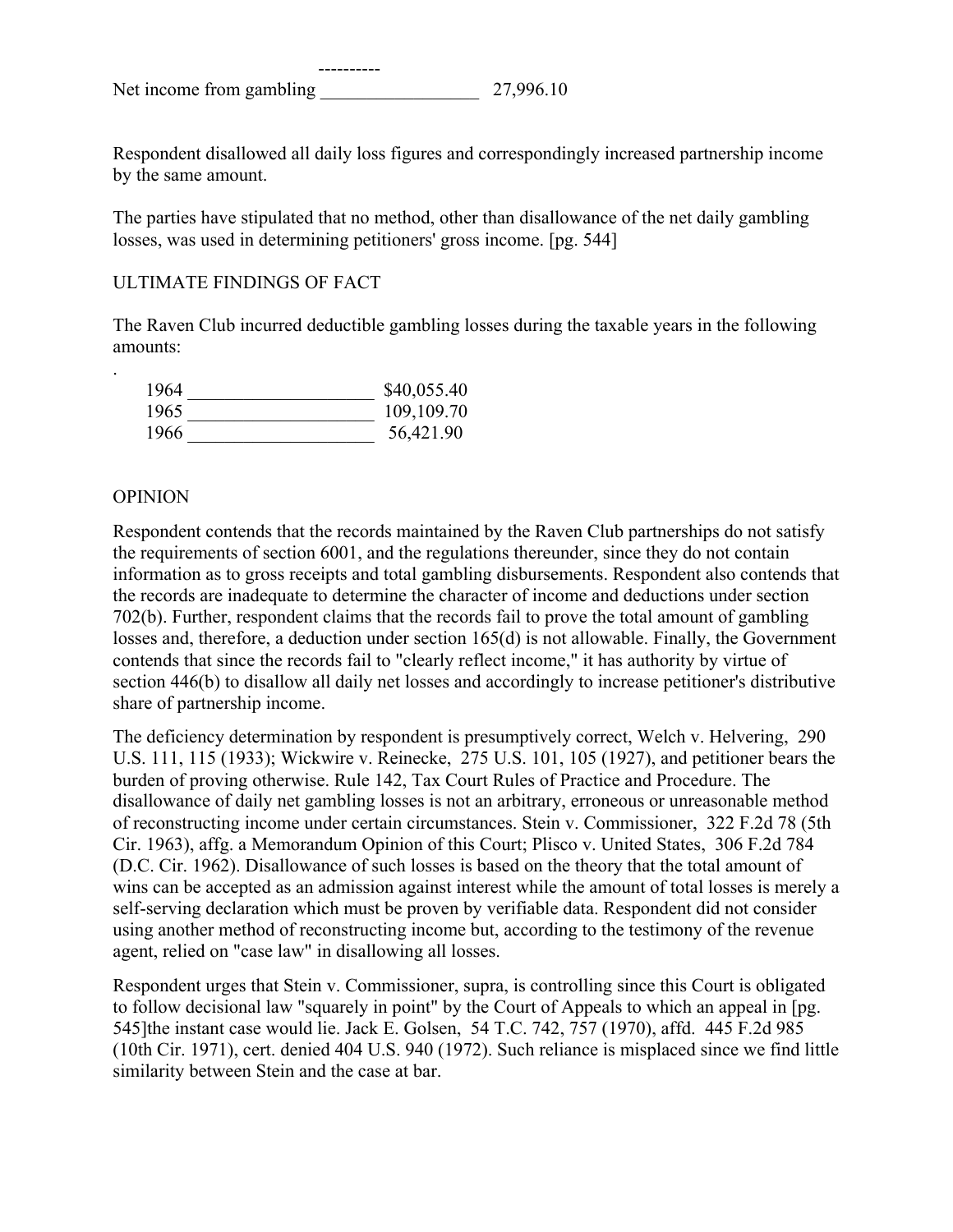----------

Net income from gambling _________________ 27,996.10

Respondent disallowed all daily loss figures and correspondingly increased partnership income by the same amount.

The parties have stipulated that no method, other than disallowance of the net daily gambling losses, was used in determining petitioners' gross income. [pg. 544]

ULTIMATE FINDINGS OF FACT

The Raven Club incurred deductible gambling losses during the taxable years in the following amounts:

| | |
|---|---|
| 1964 ____________________ | $40,055.40 |
| 1965 ____________________ | 109,109.70 |
| 1966 ____________________ | 56,421.90 |

OPINION

Respondent contends that the records maintained by the Raven Club partnerships do not satisfy the requirements of section 6001, and the regulations thereunder, since they do not contain information as to gross receipts and total gambling disbursements. Respondent also contends that the records are inadequate to determine the character of income and deductions under section 702(b). Further, respondent claims that the records fail to prove the total amount of gambling losses and, therefore, a deduction under section 165(d) is not allowable. Finally, the Government contends that since the records fail to "clearly reflect income," it has authority by virtue of section 446(b) to disallow all daily net losses and accordingly to increase petitioner's distributive share of partnership income.

The deficiency determination by respondent is presumptively correct, Welch v. Helvering, 290 U.S. 111, 115 (1933); Wickwire v. Reinecke, 275 U.S. 101, 105 (1927), and petitioner bears the burden of proving otherwise. Rule 142, Tax Court Rules of Practice and Procedure. The disallowance of daily net gambling losses is not an arbitrary, erroneous or unreasonable method of reconstructing income under certain circumstances. Stein v. Commissioner, 322 F.2d 78 (5th Cir. 1963), affg. a Memorandum Opinion of this Court; Plisco v. United States, 306 F.2d 784 (D.C. Cir. 1962). Disallowance of such losses is based on the theory that the total amount of wins can be accepted as an admission against interest while the amount of total losses is merely a self-serving declaration which must be proven by verifiable data. Respondent did not consider using another method of reconstructing income but, according to the testimony of the revenue agent, relied on "case law" in disallowing all losses.

Respondent urges that Stein v. Commissioner, supra, is controlling since this Court is obligated to follow decisional law "squarely in point" by the Court of Appeals to which an appeal in [pg. 545]the instant case would lie. Jack E. Golsen, 54 T.C. 742, 757 (1970), affd. 445 F.2d 985 (10th Cir. 1971), cert. denied 404 U.S. 940 (1972). Such reliance is misplaced since we find little similarity between Stein and the case at bar.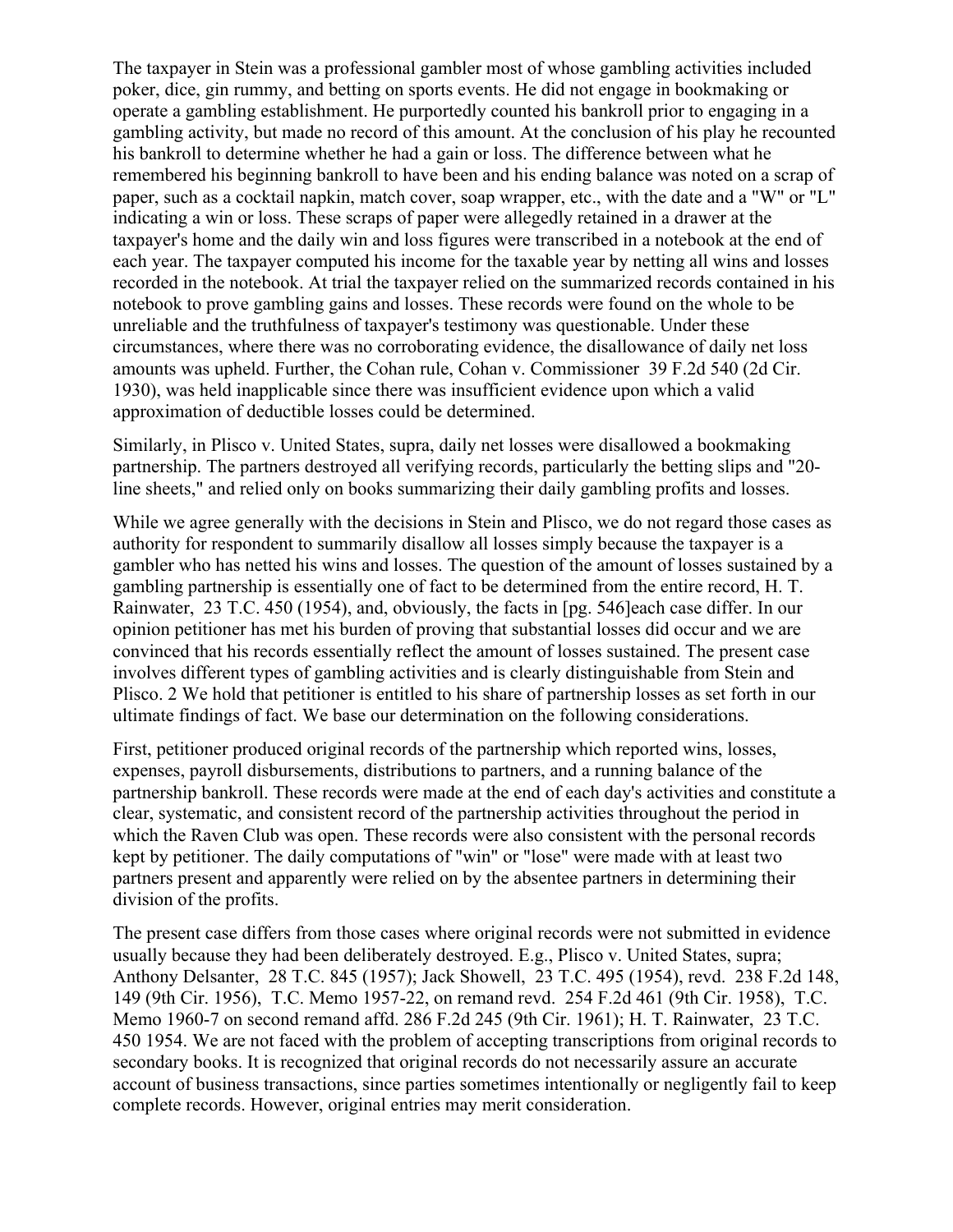The taxpayer in Stein was a professional gambler most of whose gambling activities included poker, dice, gin rummy, and betting on sports events. He did not engage in bookmaking or operate a gambling establishment. He purportedly counted his bankroll prior to engaging in a gambling activity, but made no record of this amount. At the conclusion of his play he recounted his bankroll to determine whether he had a gain or loss. The difference between what he remembered his beginning bankroll to have been and his ending balance was noted on a scrap of paper, such as a cocktail napkin, match cover, soap wrapper, etc., with the date and a "W" or "L" indicating a win or loss. These scraps of paper were allegedly retained in a drawer at the taxpayer's home and the daily win and loss figures were transcribed in a notebook at the end of each year. The taxpayer computed his income for the taxable year by netting all wins and losses recorded in the notebook. At trial the taxpayer relied on the summarized records contained in his notebook to prove gambling gains and losses. These records were found on the whole to be unreliable and the truthfulness of taxpayer's testimony was questionable. Under these circumstances, where there was no corroborating evidence, the disallowance of daily net loss amounts was upheld. Further, the Cohan rule, Cohan v. Commissioner 39 F.2d 540 (2d Cir. 1930), was held inapplicable since there was insufficient evidence upon which a valid approximation of deductible losses could be determined.

Similarly, in Plisco v. United States, supra, daily net losses were disallowed a bookmaking partnership. The partners destroyed all verifying records, particularly the betting slips and "20-line sheets," and relied only on books summarizing their daily gambling profits and losses.

While we agree generally with the decisions in Stein and Plisco, we do not regard those cases as authority for respondent to summarily disallow all losses simply because the taxpayer is a gambler who has netted his wins and losses. The question of the amount of losses sustained by a gambling partnership is essentially one of fact to be determined from the entire record, H. T. Rainwater, 23 T.C. 450 (1954), and, obviously, the facts in [pg. 546]each case differ. In our opinion petitioner has met his burden of proving that substantial losses did occur and we are convinced that his records essentially reflect the amount of losses sustained. The present case involves different types of gambling activities and is clearly distinguishable from Stein and Plisco. 2 We hold that petitioner is entitled to his share of partnership losses as set forth in our ultimate findings of fact. We base our determination on the following considerations.

First, petitioner produced original records of the partnership which reported wins, losses, expenses, payroll disbursements, distributions to partners, and a running balance of the partnership bankroll. These records were made at the end of each day's activities and constitute a clear, systematic, and consistent record of the partnership activities throughout the period in which the Raven Club was open. These records were also consistent with the personal records kept by petitioner. The daily computations of "win" or "lose" were made with at least two partners present and apparently were relied on by the absentee partners in determining their division of the profits.

The present case differs from those cases where original records were not submitted in evidence usually because they had been deliberately destroyed. E.g., Plisco v. United States, supra; Anthony Delsanter, 28 T.C. 845 (1957); Jack Showell, 23 T.C. 495 (1954), revd. 238 F.2d 148, 149 (9th Cir. 1956), T.C. Memo 1957-22, on remand revd. 254 F.2d 461 (9th Cir. 1958), T.C. Memo 1960-7 on second remand affd. 286 F.2d 245 (9th Cir. 1961); H. T. Rainwater, 23 T.C. 450 1954. We are not faced with the problem of accepting transcriptions from original records to secondary books. It is recognized that original records do not necessarily assure an accurate account of business transactions, since parties sometimes intentionally or negligently fail to keep complete records. However, original entries may merit consideration.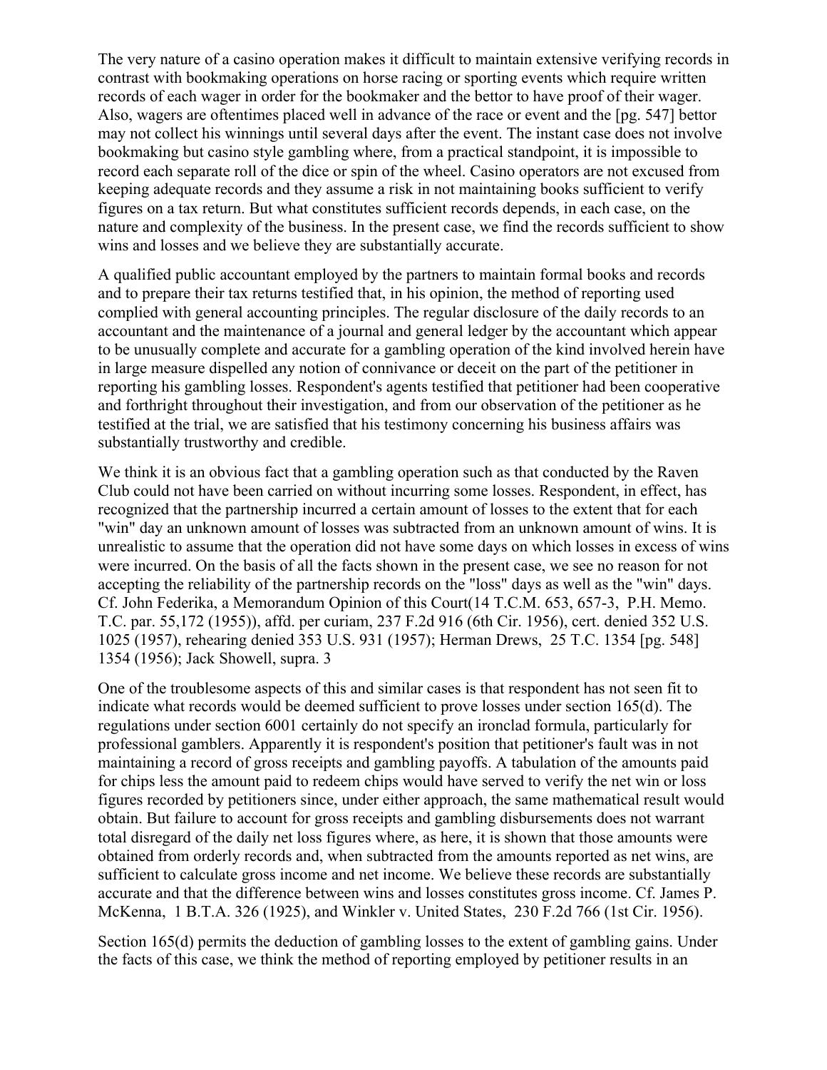The very nature of a casino operation makes it difficult to maintain extensive verifying records in contrast with bookmaking operations on horse racing or sporting events which require written records of each wager in order for the bookmaker and the bettor to have proof of their wager. Also, wagers are oftentimes placed well in advance of the race or event and the [pg. 547] bettor may not collect his winnings until several days after the event. The instant case does not involve bookmaking but casino style gambling where, from a practical standpoint, it is impossible to record each separate roll of the dice or spin of the wheel. Casino operators are not excused from keeping adequate records and they assume a risk in not maintaining books sufficient to verify figures on a tax return. But what constitutes sufficient records depends, in each case, on the nature and complexity of the business. In the present case, we find the records sufficient to show wins and losses and we believe they are substantially accurate.

A qualified public accountant employed by the partners to maintain formal books and records and to prepare their tax returns testified that, in his opinion, the method of reporting used complied with general accounting principles. The regular disclosure of the daily records to an accountant and the maintenance of a journal and general ledger by the accountant which appear to be unusually complete and accurate for a gambling operation of the kind involved herein have in large measure dispelled any notion of connivance or deceit on the part of the petitioner in reporting his gambling losses. Respondent's agents testified that petitioner had been cooperative and forthright throughout their investigation, and from our observation of the petitioner as he testified at the trial, we are satisfied that his testimony concerning his business affairs was substantially trustworthy and credible.

We think it is an obvious fact that a gambling operation such as that conducted by the Raven Club could not have been carried on without incurring some losses. Respondent, in effect, has recognized that the partnership incurred a certain amount of losses to the extent that for each "win" day an unknown amount of losses was subtracted from an unknown amount of wins. It is unrealistic to assume that the operation did not have some days on which losses in excess of wins were incurred. On the basis of all the facts shown in the present case, we see no reason for not accepting the reliability of the partnership records on the "loss" days as well as the "win" days. Cf. John Federika, a Memorandum Opinion of this Court(14 T.C.M. 653, 657-3, P.H. Memo. T.C. par. 55,172 (1955)), affd. per curiam, 237 F.2d 916 (6th Cir. 1956), cert. denied 352 U.S. 1025 (1957), rehearing denied 353 U.S. 931 (1957); Herman Drews, 25 T.C. 1354 [pg. 548] 1354 (1956); Jack Showell, supra. 3

One of the troublesome aspects of this and similar cases is that respondent has not seen fit to indicate what records would be deemed sufficient to prove losses under section 165(d). The regulations under section 6001 certainly do not specify an ironclad formula, particularly for professional gamblers. Apparently it is respondent's position that petitioner's fault was in not maintaining a record of gross receipts and gambling payoffs. A tabulation of the amounts paid for chips less the amount paid to redeem chips would have served to verify the net win or loss figures recorded by petitioners since, under either approach, the same mathematical result would obtain. But failure to account for gross receipts and gambling disbursements does not warrant total disregard of the daily net loss figures where, as here, it is shown that those amounts were obtained from orderly records and, when subtracted from the amounts reported as net wins, are sufficient to calculate gross income and net income. We believe these records are substantially accurate and that the difference between wins and losses constitutes gross income. Cf. James P. McKenna, 1 B.T.A. 326 (1925), and Winkler v. United States, 230 F.2d 766 (1st Cir. 1956).

Section 165(d) permits the deduction of gambling losses to the extent of gambling gains. Under the facts of this case, we think the method of reporting employed by petitioner results in an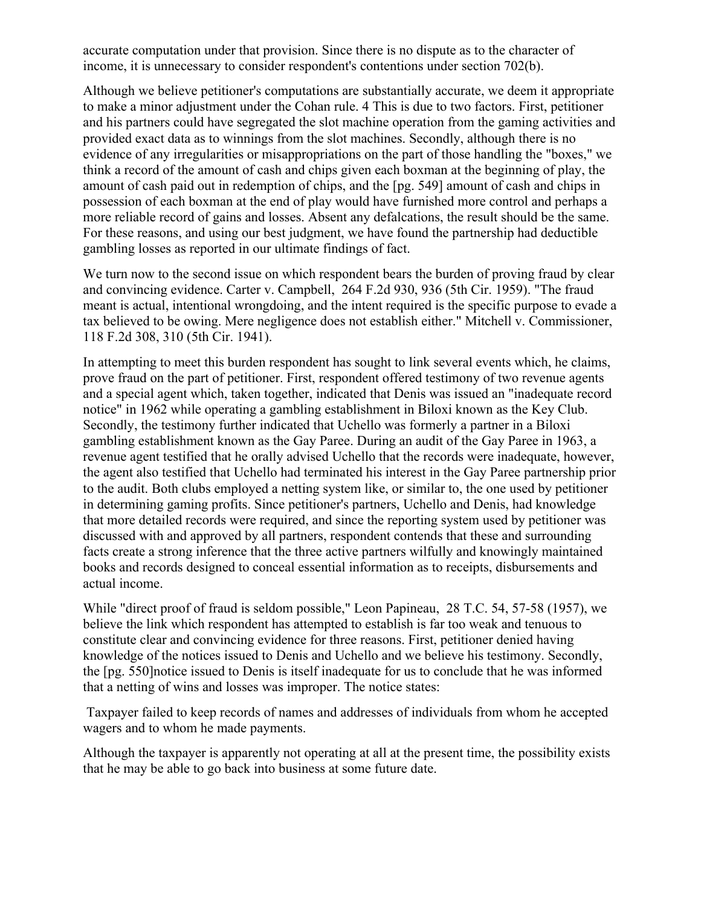accurate computation under that provision. Since there is no dispute as to the character of income, it is unnecessary to consider respondent's contentions under section 702(b).

Although we believe petitioner's computations are substantially accurate, we deem it appropriate to make a minor adjustment under the Cohan rule. 4 This is due to two factors. First, petitioner and his partners could have segregated the slot machine operation from the gaming activities and provided exact data as to winnings from the slot machines. Secondly, although there is no evidence of any irregularities or misappropriations on the part of those handling the "boxes," we think a record of the amount of cash and chips given each boxman at the beginning of play, the amount of cash paid out in redemption of chips, and the [pg. 549] amount of cash and chips in possession of each boxman at the end of play would have furnished more control and perhaps a more reliable record of gains and losses. Absent any defalcations, the result should be the same. For these reasons, and using our best judgment, we have found the partnership had deductible gambling losses as reported in our ultimate findings of fact.

We turn now to the second issue on which respondent bears the burden of proving fraud by clear and convincing evidence. Carter v. Campbell, 264 F.2d 930, 936 (5th Cir. 1959). "The fraud meant is actual, intentional wrongdoing, and the intent required is the specific purpose to evade a tax believed to be owing. Mere negligence does not establish either." Mitchell v. Commissioner, 118 F.2d 308, 310 (5th Cir. 1941).

In attempting to meet this burden respondent has sought to link several events which, he claims, prove fraud on the part of petitioner. First, respondent offered testimony of two revenue agents and a special agent which, taken together, indicated that Denis was issued an "inadequate record notice" in 1962 while operating a gambling establishment in Biloxi known as the Key Club. Secondly, the testimony further indicated that Uchello was formerly a partner in a Biloxi gambling establishment known as the Gay Paree. During an audit of the Gay Paree in 1963, a revenue agent testified that he orally advised Uchello that the records were inadequate, however, the agent also testified that Uchello had terminated his interest in the Gay Paree partnership prior to the audit. Both clubs employed a netting system like, or similar to, the one used by petitioner in determining gaming profits. Since petitioner's partners, Uchello and Denis, had knowledge that more detailed records were required, and since the reporting system used by petitioner was discussed with and approved by all partners, respondent contends that these and surrounding facts create a strong inference that the three active partners wilfully and knowingly maintained books and records designed to conceal essential information as to receipts, disbursements and actual income.

While "direct proof of fraud is seldom possible," Leon Papineau, 28 T.C. 54, 57-58 (1957), we believe the link which respondent has attempted to establish is far too weak and tenuous to constitute clear and convincing evidence for three reasons. First, petitioner denied having knowledge of the notices issued to Denis and Uchello and we believe his testimony. Secondly, the [pg. 550]notice issued to Denis is itself inadequate for us to conclude that he was informed that a netting of wins and losses was improper. The notice states:

Taxpayer failed to keep records of names and addresses of individuals from whom he accepted wagers and to whom he made payments.

Although the taxpayer is apparently not operating at all at the present time, the possibility exists that he may be able to go back into business at some future date.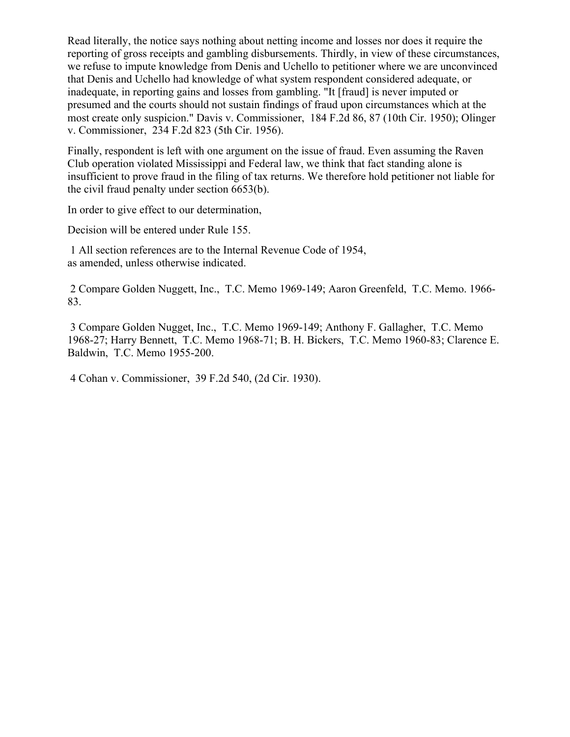Read literally, the notice says nothing about netting income and losses nor does it require the reporting of gross receipts and gambling disbursements. Thirdly, in view of these circumstances, we refuse to impute knowledge from Denis and Uchello to petitioner where we are unconvinced that Denis and Uchello had knowledge of what system respondent considered adequate, or inadequate, in reporting gains and losses from gambling. "It [fraud] is never imputed or presumed and the courts should not sustain findings of fraud upon circumstances which at the most create only suspicion." Davis v. Commissioner, 184 F.2d 86, 87 (10th Cir. 1950); Olinger v. Commissioner, 234 F.2d 823 (5th Cir. 1956).

Finally, respondent is left with one argument on the issue of fraud. Even assuming the Raven Club operation violated Mississippi and Federal law, we think that fact standing alone is insufficient to prove fraud in the filing of tax returns. We therefore hold petitioner not liable for the civil fraud penalty under section 6653(b).

In order to give effect to our determination,

Decision will be entered under Rule 155.

1 All section references are to the Internal Revenue Code of 1954, as amended, unless otherwise indicated.

2 Compare Golden Nuggett, Inc., T.C. Memo 1969-149; Aaron Greenfeld, T.C. Memo. 1966-83.

3 Compare Golden Nugget, Inc., T.C. Memo 1969-149; Anthony F. Gallagher, T.C. Memo 1968-27; Harry Bennett, T.C. Memo 1968-71; B. H. Bickers, T.C. Memo 1960-83; Clarence E. Baldwin, T.C. Memo 1955-200.

4 Cohan v. Commissioner, 39 F.2d 540, (2d Cir. 1930).